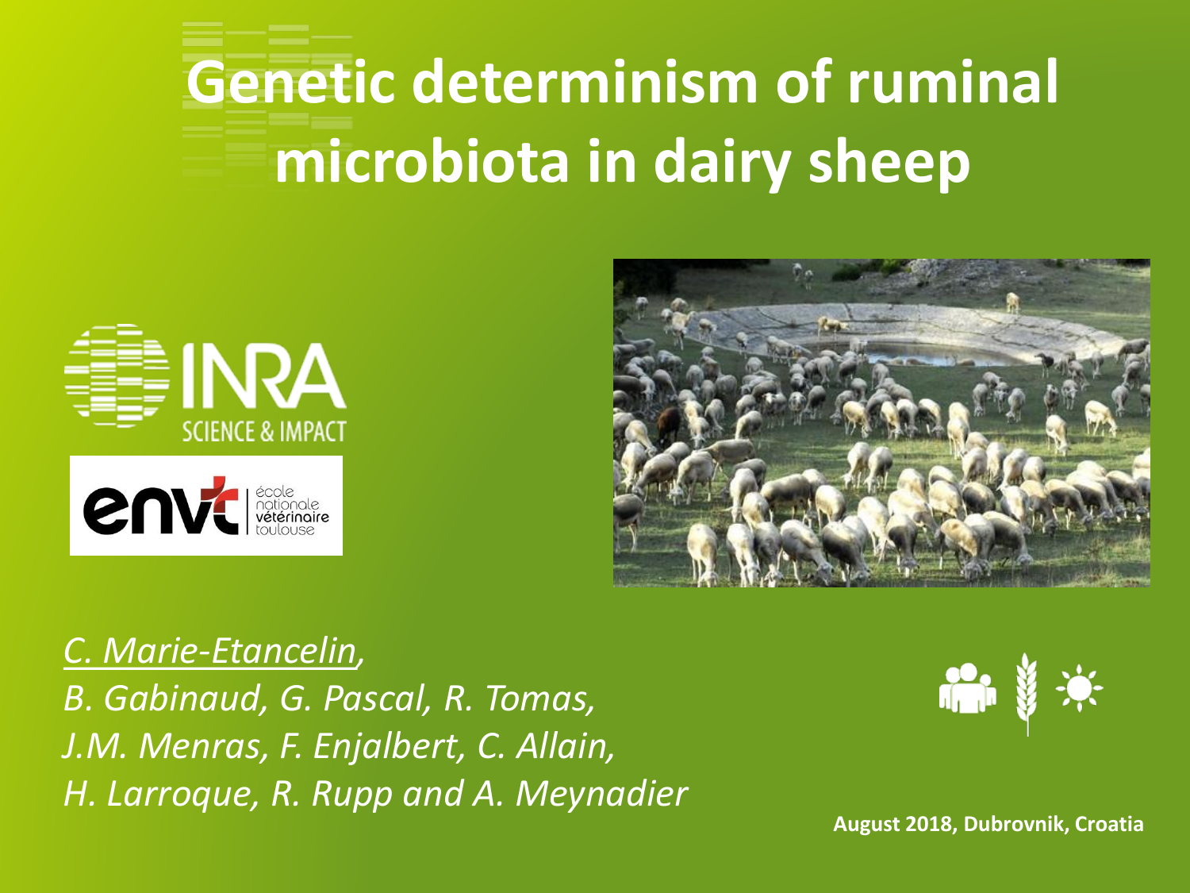# Genetic determinism of ruminal microbiota in dairy sheep

*C. Marie-Etancelin,*
*B. Gabinaud, G. Pascal, R. Tomas,*
*J.M. Menras, F. Enjalbert, C. Allain,*
*H. Larroque, R. Rupp and A. Meynadier*

**August 2018, Dubrovnik, Croatia**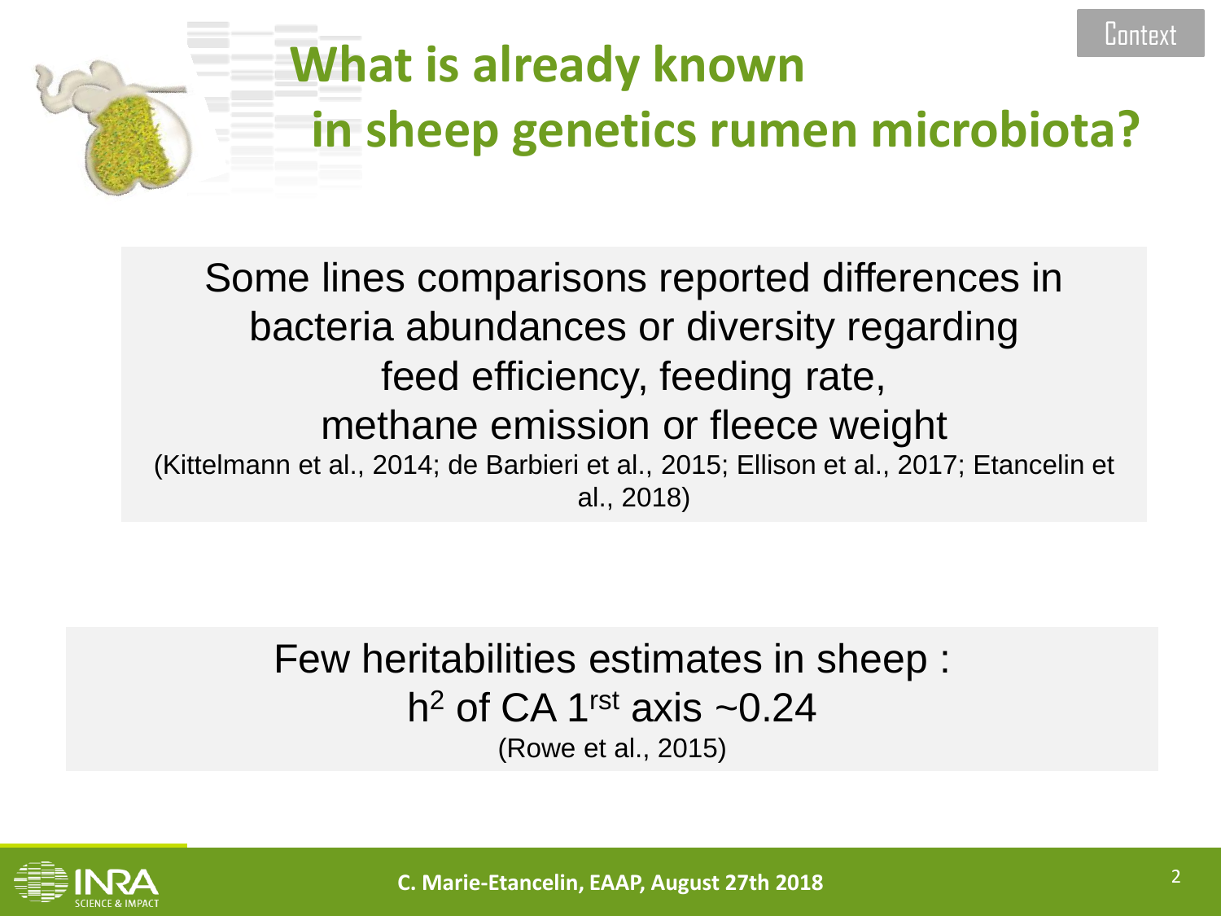# What is already known in sheep genetics rumen microbiota?

Some lines comparisons reported differences in bacteria abundances or diversity regarding feed efficiency, feeding rate, methane emission or fleece weight

(Kittelmann et al., 2014; de Barbieri et al., 2015; Ellison et al., 2017; Etancelin et al., 2018)

Few heritabilities estimates in sheep :

$h^2$ of CA 1[rst] axis ~0.24

(Rowe et al., 2015)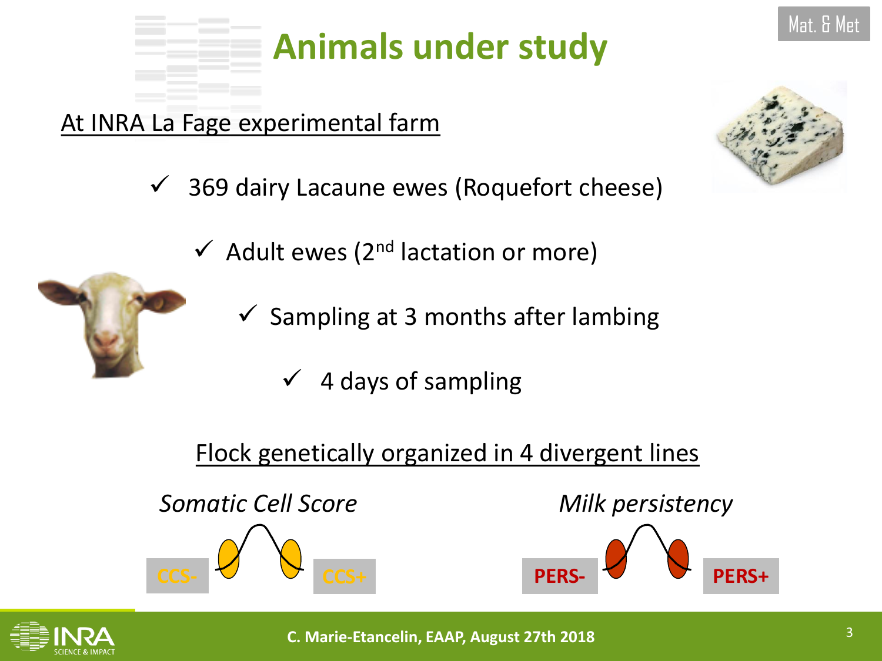# Animals under study

Mat. & Met

At INRA La Fage experimental farm

- ✓ 369 dairy Lacaune ewes (Roquefort cheese)
  - ✓ Adult ewes (2nd lactation or more)
    - ✓ Sampling at 3 months after lambing
      - ✓ 4 days of sampling

Flock genetically organized in 4 divergent lines

*Somatic Cell Score*

CCS- CCS+

*Milk persistency*

PERS- PERS+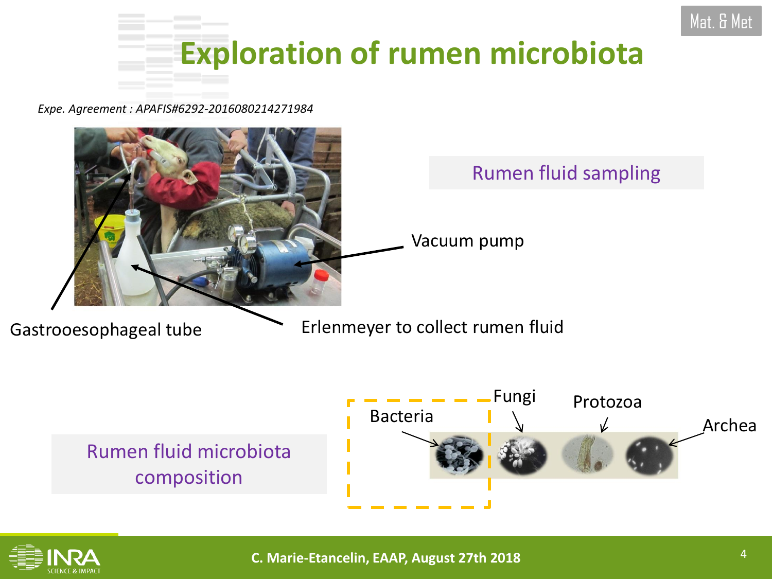# Exploration of rumen microbiota

Mat. & Met

*Expe. Agreement : APAFIS#6292-2016080214271984*

Rumen fluid sampling

Vacuum pump

Gastrooesophageal tube

Erlenmeyer to collect rumen fluid

Rumen fluid microbiota composition

Bacteria

Fungi

Protozoa

Archea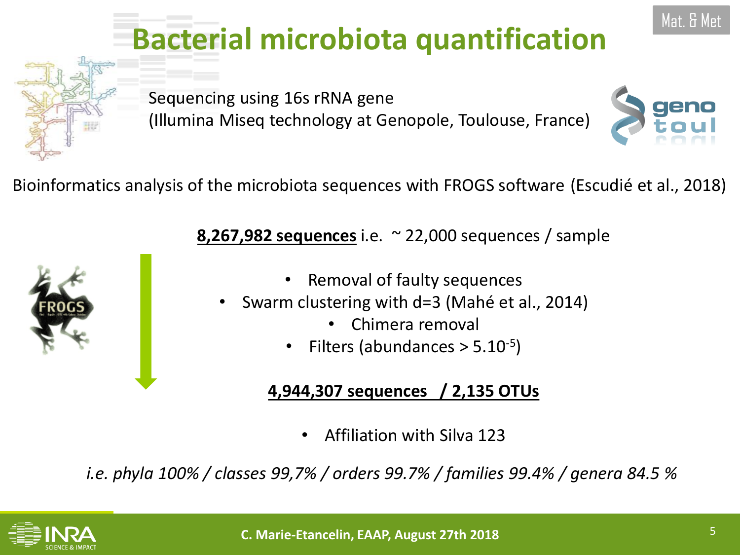# Bacterial microbiota quantification

Mat. & Met

Sequencing using 16s rRNA gene
(Illumina Miseq technology at Genopole, Toulouse, France)

Bioinformatics analysis of the microbiota sequences with FROGS software (Escudié et al., 2018)

**8,267,982 sequences** i.e. ~ 22,000 sequences / sample

- Removal of faulty sequences
- Swarm clustering with d=3 (Mahé et al., 2014)
- Chimera removal
- Filters (abundances > $5.10^{-5}$)

**4,944,307 sequences / 2,135 OTUs**

- Affiliation with Silva 123

*i.e. phyla 100% / classes 99,7% / orders 99.7% / families 99.4% / genera 84.5 %*

**C. Marie-Etancelin, EAAP, August 27th 2018**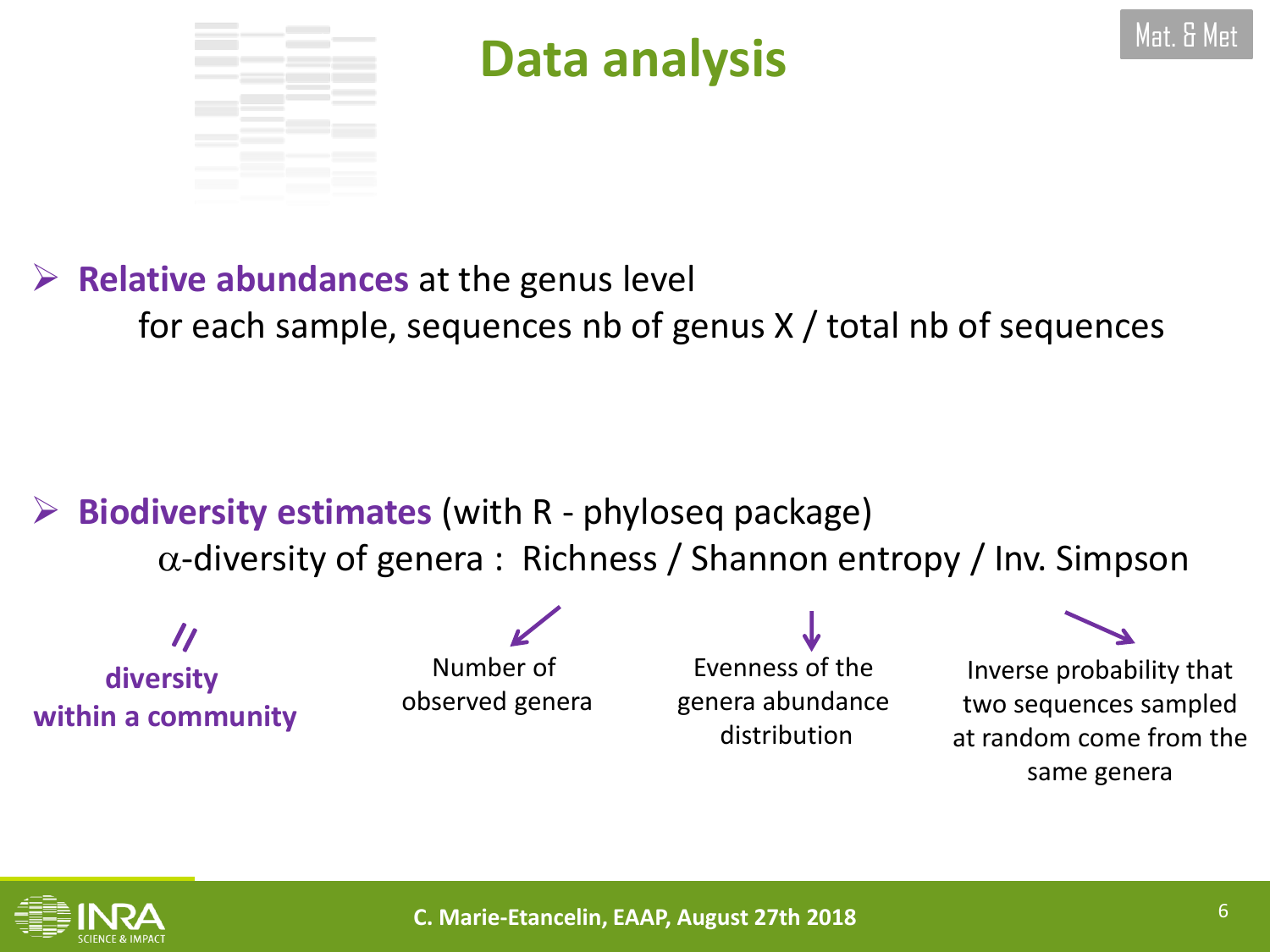# Data analysis

Mat. & Met

- **Relative abundances** at the genus level

  for each sample, sequences nb of genus X / total nb of sequences

- **Biodiversity estimates** (with R - phyloseq package)

  $\alpha$-diversity of genera : Richness / Shannon entropy / Inv. Simpson

**// diversity within a community**

- Richness: Number of observed genera
- Shannon entropy: Evenness of the genera abundance distribution
- Inv. Simpson: Inverse probability that two sequences sampled at random come from the same genera

C. Marie-Etancelin, EAAP, August 27th 2018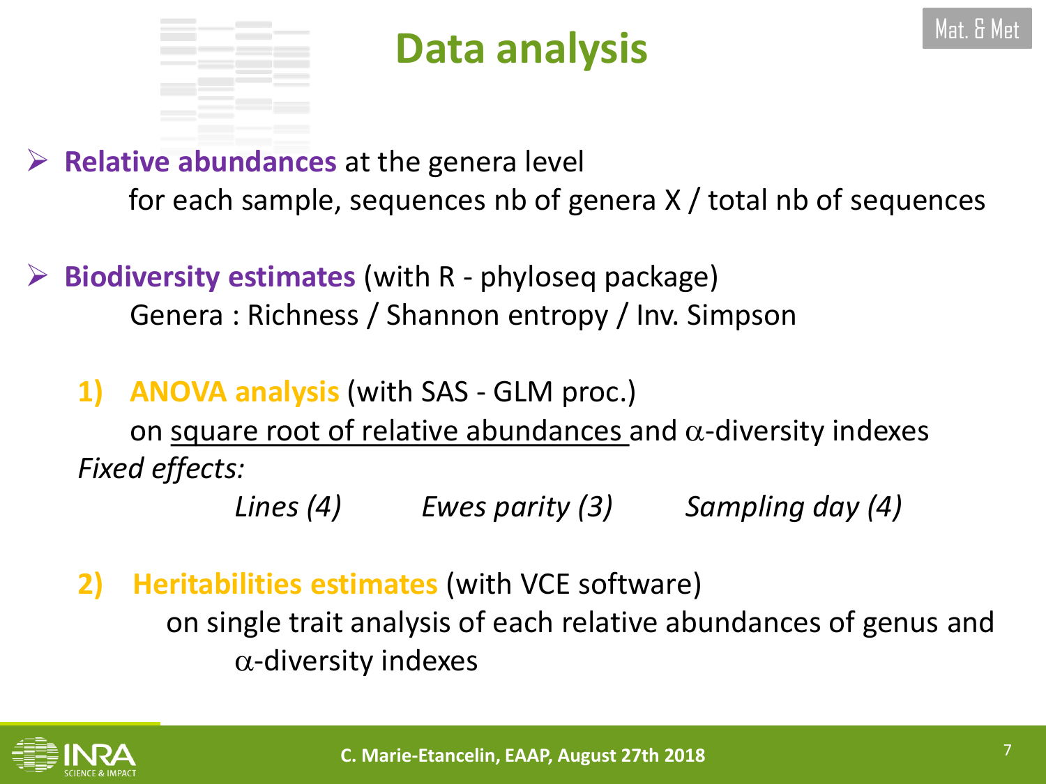# Data analysis

Mat. & Met

- **Relative abundances** at the genera level
  for each sample, sequences nb of genera X / total nb of sequences

- **Biodiversity estimates** (with R - phyloseq package)
  Genera : Richness / Shannon entropy / Inv. Simpson

1) **ANOVA analysis** (with SAS - GLM proc.)
   on square root of relative abundances and $\alpha$-diversity indexes
   *Fixed effects:*
   *Lines (4)* *Ewes parity (3)* *Sampling day (4)*

2) **Heritabilities estimates** (with VCE software)
   on single trait analysis of each relative abundances of genus and $\alpha$-diversity indexes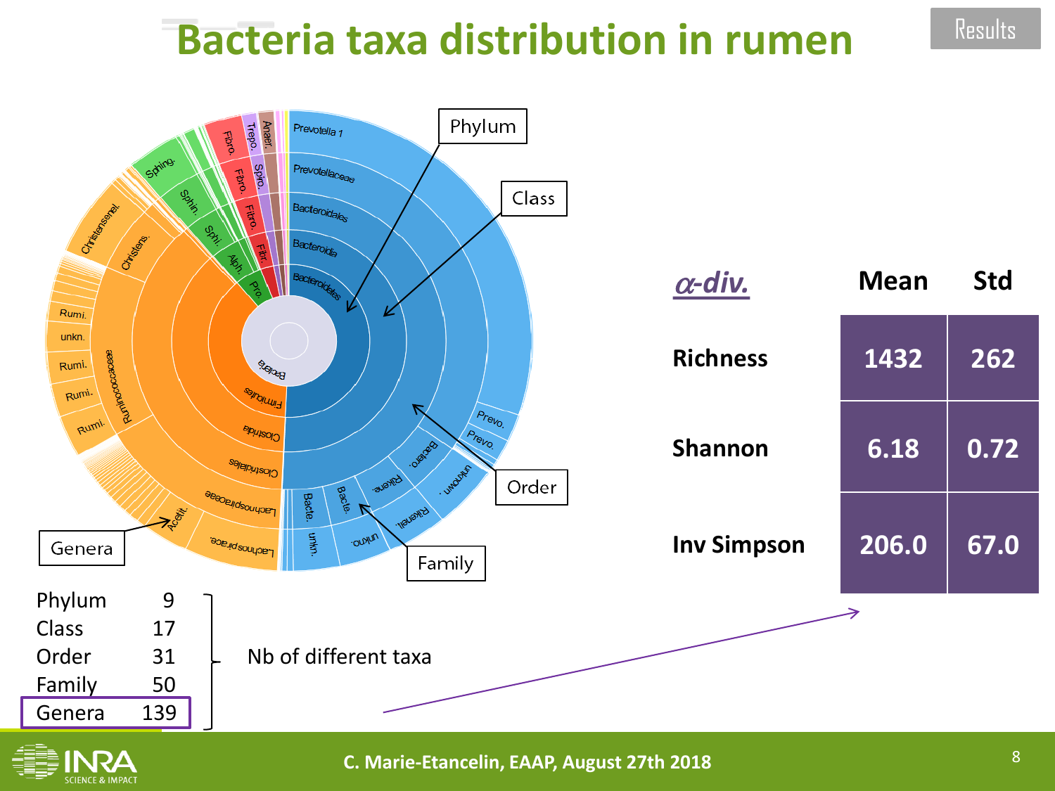# Bacteria taxa distribution in rumen

Results

| Level | Nb of different taxa |
| --- | --- |
| Phylum | 9 |
| Class | 17 |
| Order | 31 |
| Family | 50 |
| Genera | 139 |

| $\alpha$-div. | Mean | Std |
| --- | --- | --- |
| Richness | 1432 | 262 |
| Shannon | 6.18 | 0.72 |
| Inv Simpson | 206.0 | 67.0 |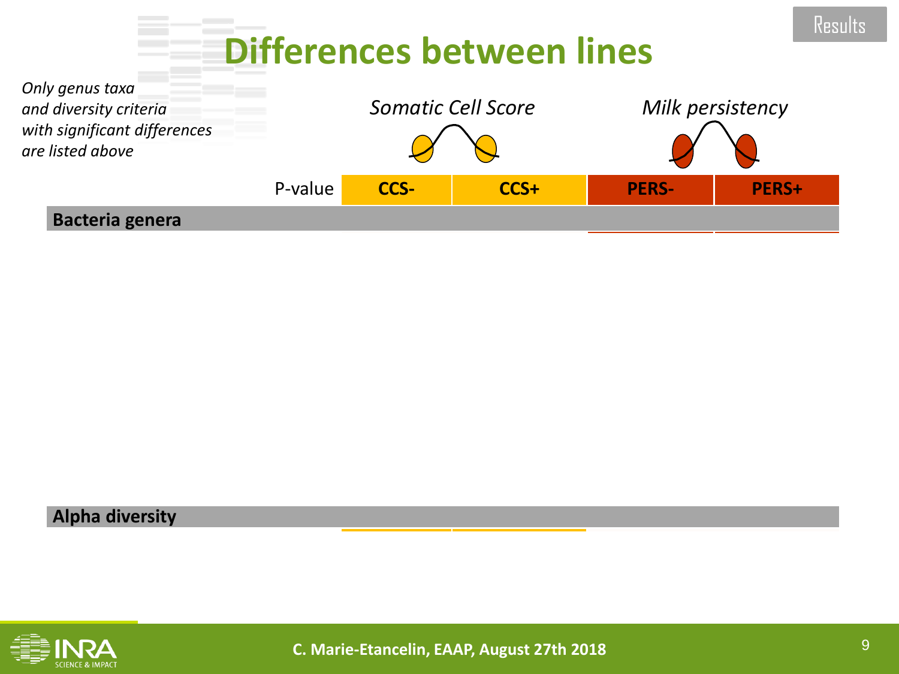# Differences between lines

*Only genus taxa and diversity criteria with significant differences are listed above*

| | P-value | CCS- | CCS+ | PERS- | PERS+ |
|---|---|---|---|---|---|
| | | *Somatic Cell Score* | | *Milk persistency* | |
| **Bacteria genera** | | | | | |
| **Alpha diversity** | | | | | |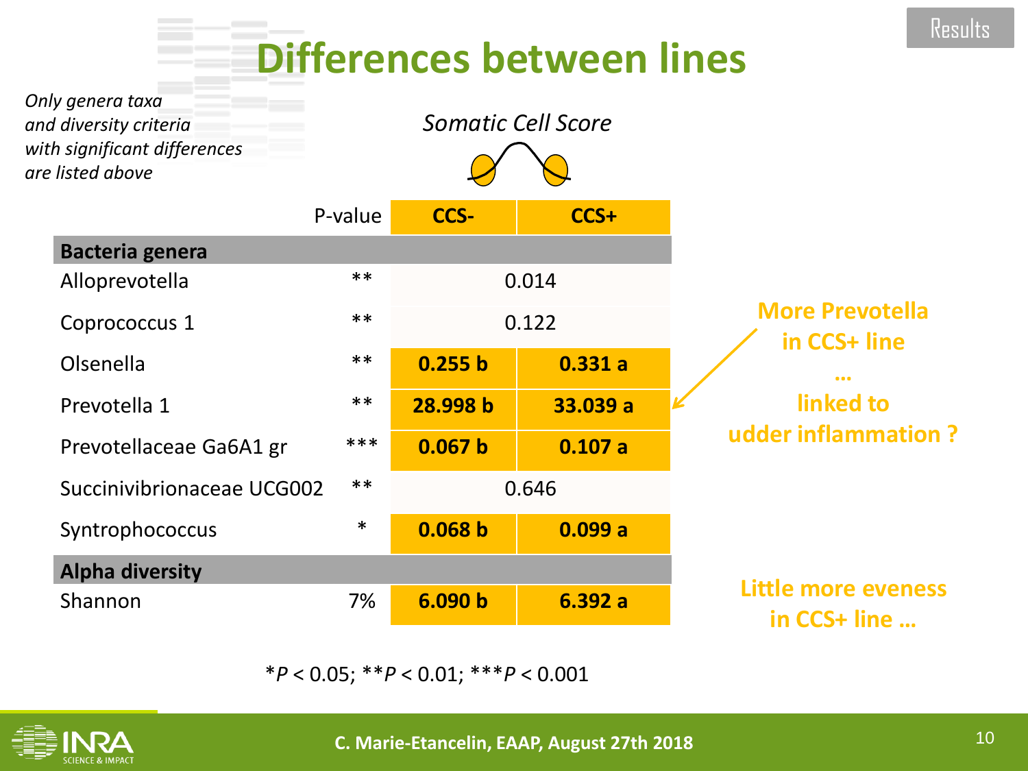# Differences between lines

*Only genera taxa and diversity criteria with significant differences are listed above*

*Somatic Cell Score*

| | P-value | CCS- | CCS+ |
|---|---|---|---|
| **Bacteria genera** | | | |
| Alloprevotella | ** | 0.014 | |
| Coprococcus 1 | ** | 0.122 | |
| Olsenella | ** | **0.255 b** | **0.331 a** |
| Prevotella 1 | ** | **28.998 b** | **33.039 a** |
| Prevotellaceae Ga6A1 gr | *** | **0.067 b** | **0.107 a** |
| Succinivibrionaceae UCG002 | ** | 0.646 | |
| Syntrophococcus | * | **0.068 b** | **0.099 a** |
| **Alpha diversity** | | | |
| Shannon | 7% | **6.090 b** | **6.392 a** |

*$P < 0.05$; **$P < 0.01$; ***$P < 0.001$

**More Prevotella in CCS+ line … linked to udder inflammation ?**

**Little more eveness in CCS+ line …**

C. Marie-Etancelin, EAAP, August 27th 2018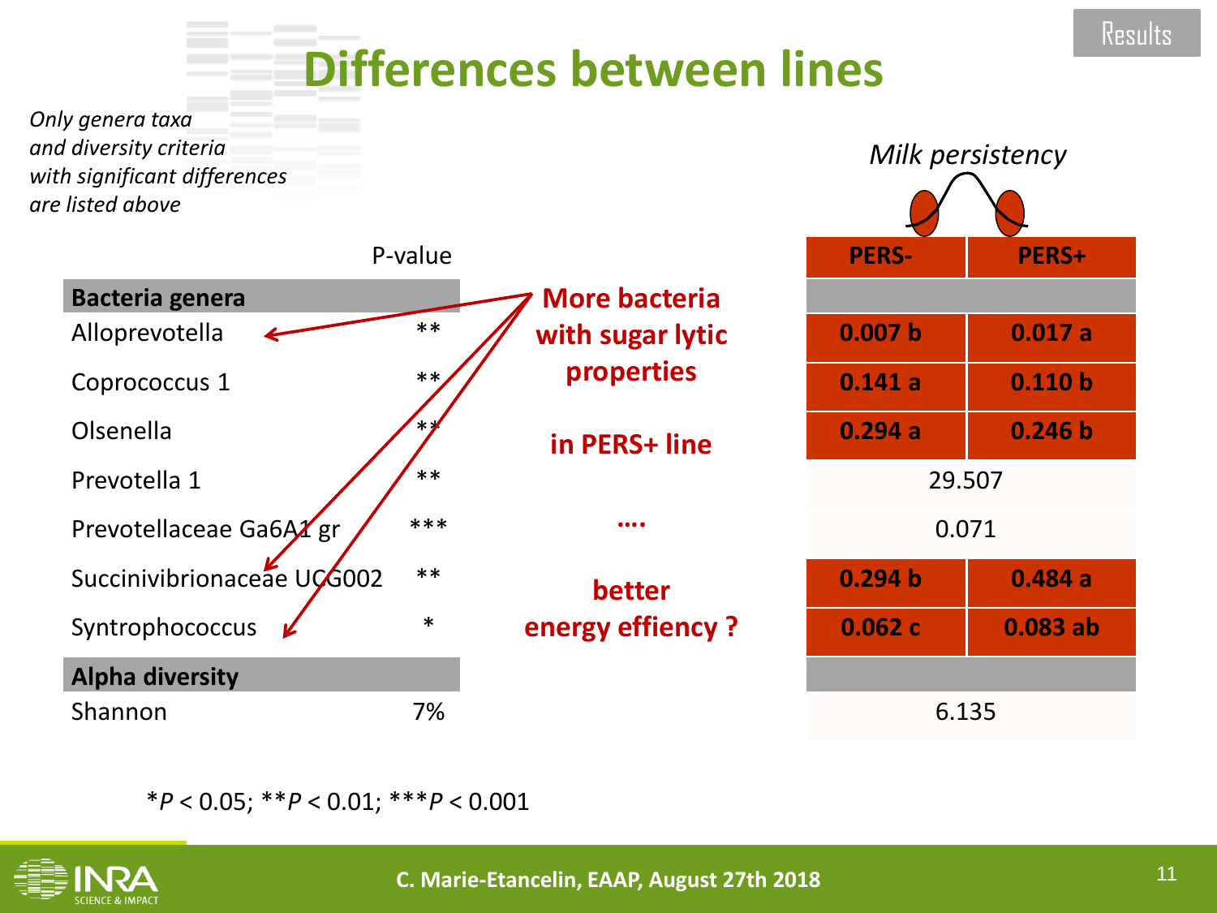# Differences between lines

*Only genera taxa and diversity criteria with significant differences are listed above*

*Milk persistency*

| | P-value | PERS- | PERS+ |
|---|---|---|---|
| **Bacteria genera** | | | |
| Alloprevotella | ** | **0.007 b** | **0.017 a** |
| Coprococcus 1 | ** | **0.141 a** | **0.110 b** |
| Olsenella | ** | **0.294 a** | **0.246 b** |
| Prevotella 1 | ** | 29.507 | |
| Prevotellaceae Ga6A1 gr | *** | 0.071 | |
| Succinivibrionaceae UCG002 | ** | **0.294 b** | **0.484 a** |
| Syntrophococcus | * | **0.062 c** | **0.083 ab** |
| **Alpha diversity** | | | |
| Shannon | 7% | 6.135 | |

**More bacteria with sugar lytic properties**

**in PERS+ line**

**….**

**better energy effiency ?**

*$P < 0.05$; **$P < 0.01$; ***$P < 0.001$

C. Marie-Etancelin, EAAP, August 27th 2018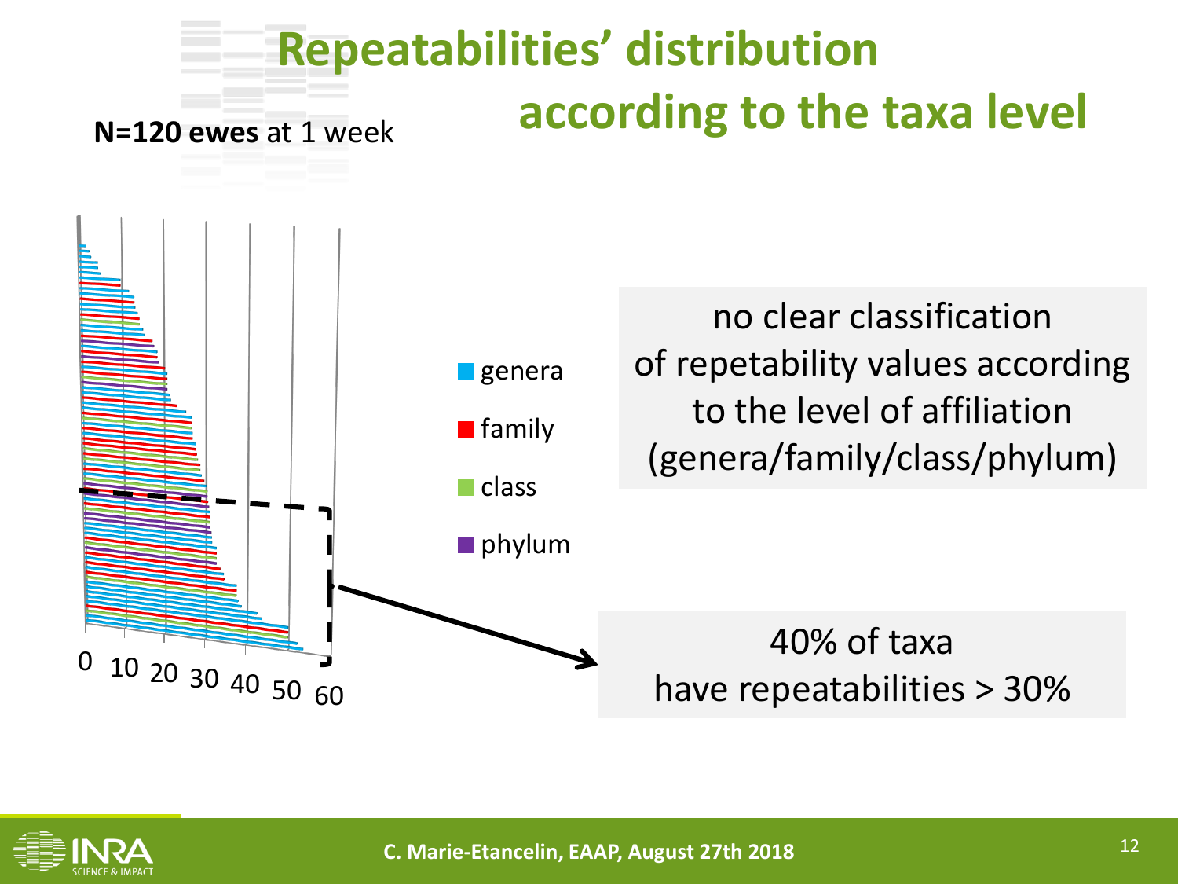# Repeatabilities' distribution according to the taxa level

**N=120 ewes** at 1 week

0 10 20 30 40 50 60

- genera
- family
- class
- phylum

no clear classification of repetability values according to the level of affiliation (genera/family/class/phylum)

40% of taxa have repeatabilities > 30%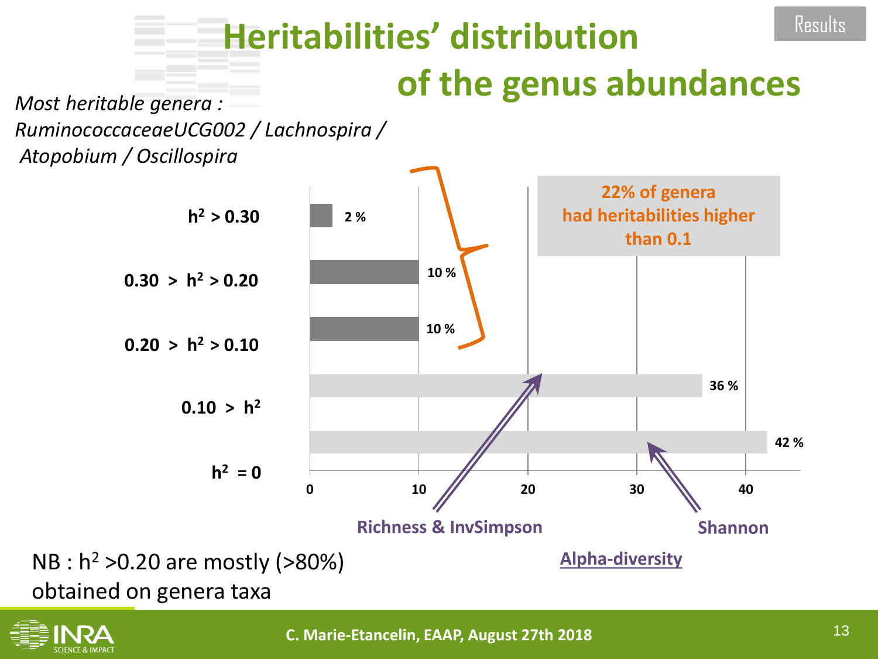# Heritabilities' distribution of the genus abundances

*Most heritable genera : RuminococcaceaeUCG002 / Lachnospira / Atopobium / Oscillospira*

| Heritability class | % of genera |
|---|---|
| $h^2 > 0.30$ | 2 % |
| $0.30 > h^2 > 0.20$ | 10 % |
| $0.20 > h^2 > 0.10$ | 10 % |
| $0.10 > h^2$ | 36 % |
| $h^2 = 0$ | 42 % |

**22% of genera had heritabilities higher than 0.1**

**Alpha-diversity**: Richness & InvSimpson ($0.10 > h^2$); Shannon ($h^2 = 0$)

NB : $h^2$ >0.20 are mostly (>80%) obtained on genera taxa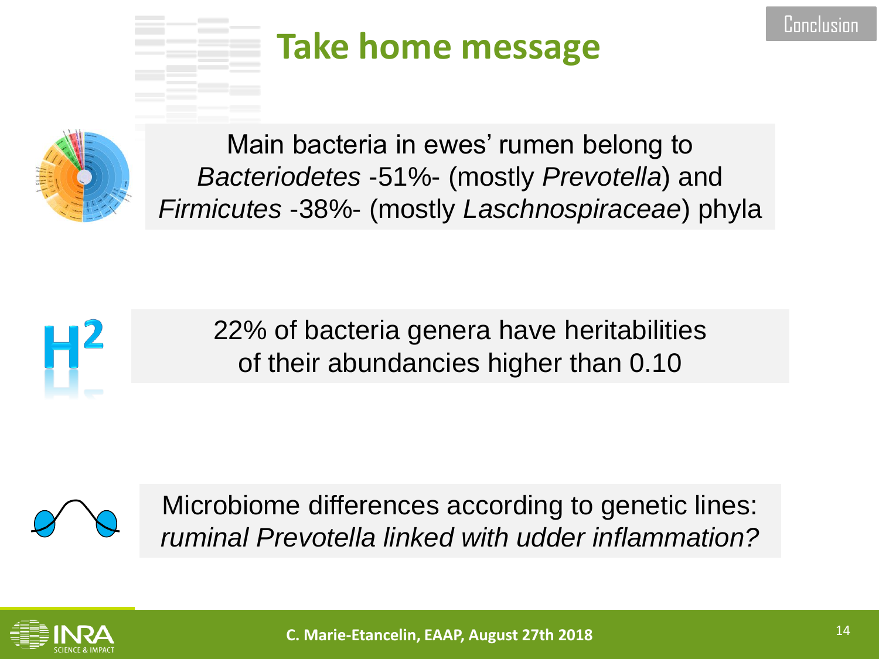# Take home message

Main bacteria in ewes' rumen belong to *Bacteriodetes* -51%- (mostly *Prevotella*) and *Firmicutes* -38%- (mostly *Laschnospiraceae*) phyla

22% of bacteria genera have heritabilities of their abundancies higher than 0.10

Microbiome differences according to genetic lines: *ruminal Prevotella linked with udder inflammation?*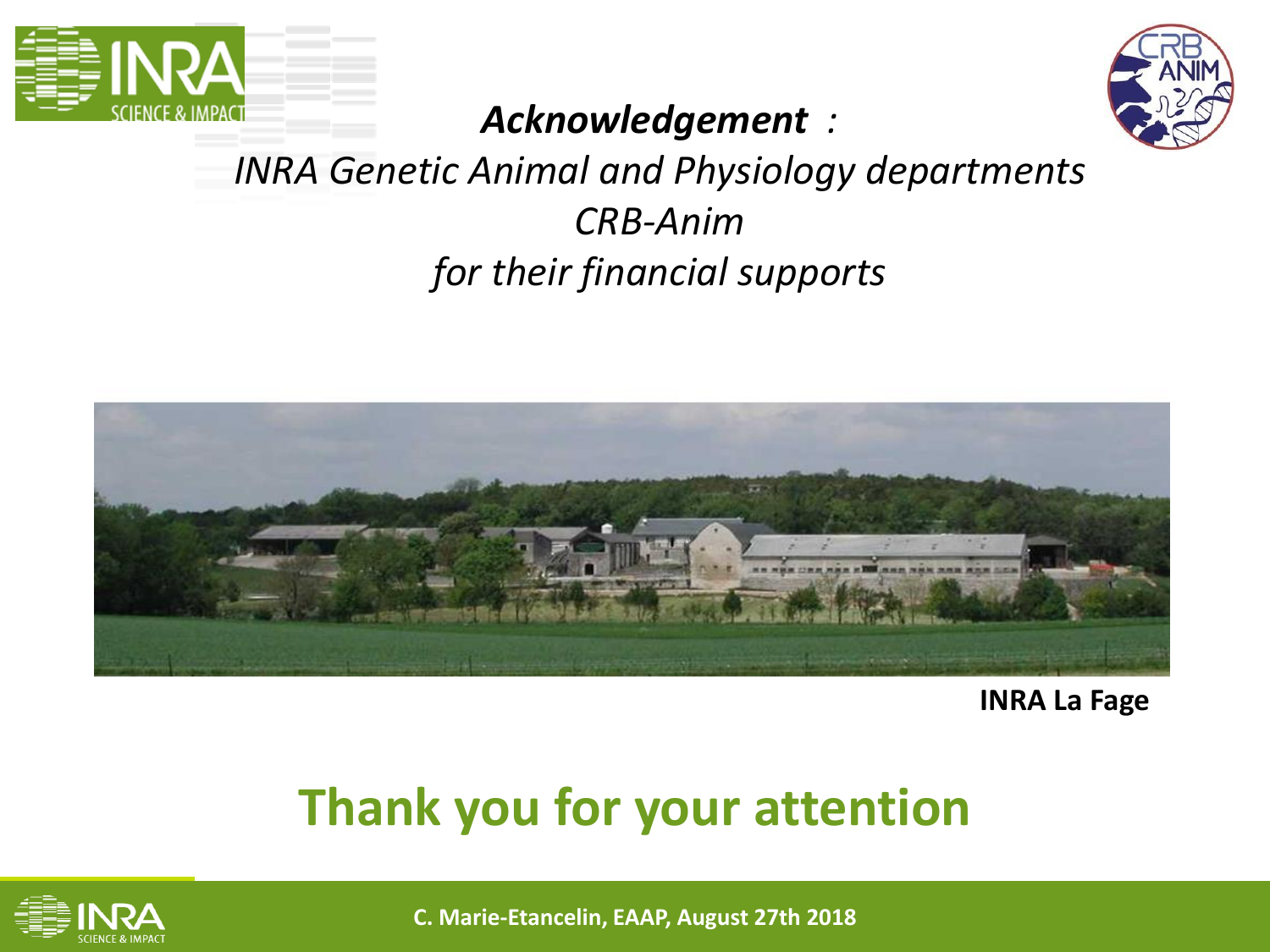***Acknowledgement :***

*INRA Genetic Animal and Physiology departments*

*CRB-Anim*

*for their financial supports*

**INRA La Fage**

## Thank you for your attention

**C. Marie-Etancelin, EAAP, August 27th 2018**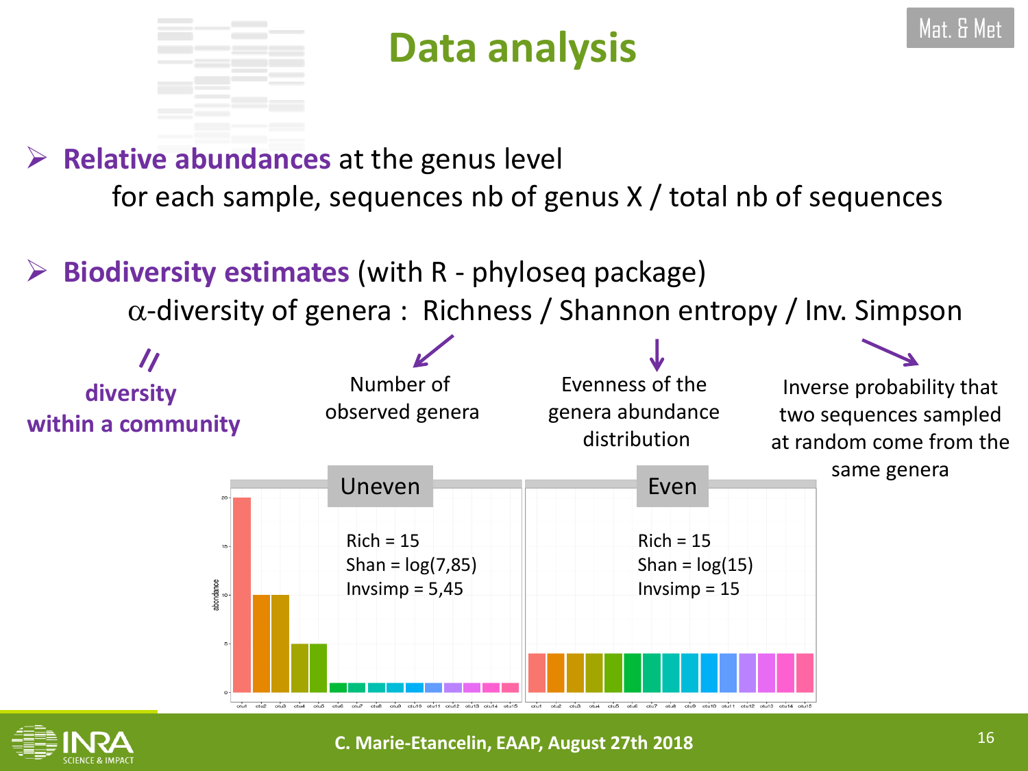# Data analysis

Mat. & Met

- **Relative abundances** at the genus level

  for each sample, sequences nb of genus X / total nb of sequences

- **Biodiversity estimates** (with R - phyloseq package)

  $\alpha$-diversity of genera : Richness / Shannon entropy / Inv. Simpson

// **diversity within a community**

Richness: Number of observed genera

Shannon entropy: Evenness of the genera abundance distribution

Inv. Simpson: Inverse probability that two sequences sampled at random come from the same genera

Uneven

Rich = 15
Shan = log(7,85)
Invsimp = 5,45

Even

Rich = 15
Shan = log(15)
Invsimp = 15

abondance

0
5
10
15
20

otu1 otu2 otu3 otu4 otu5 otu6 otu7 otu8 otu9 otu10 otu11 otu12 otu13 otu14 otu15

C. Marie-Etancelin, EAAP, August 27th 2018